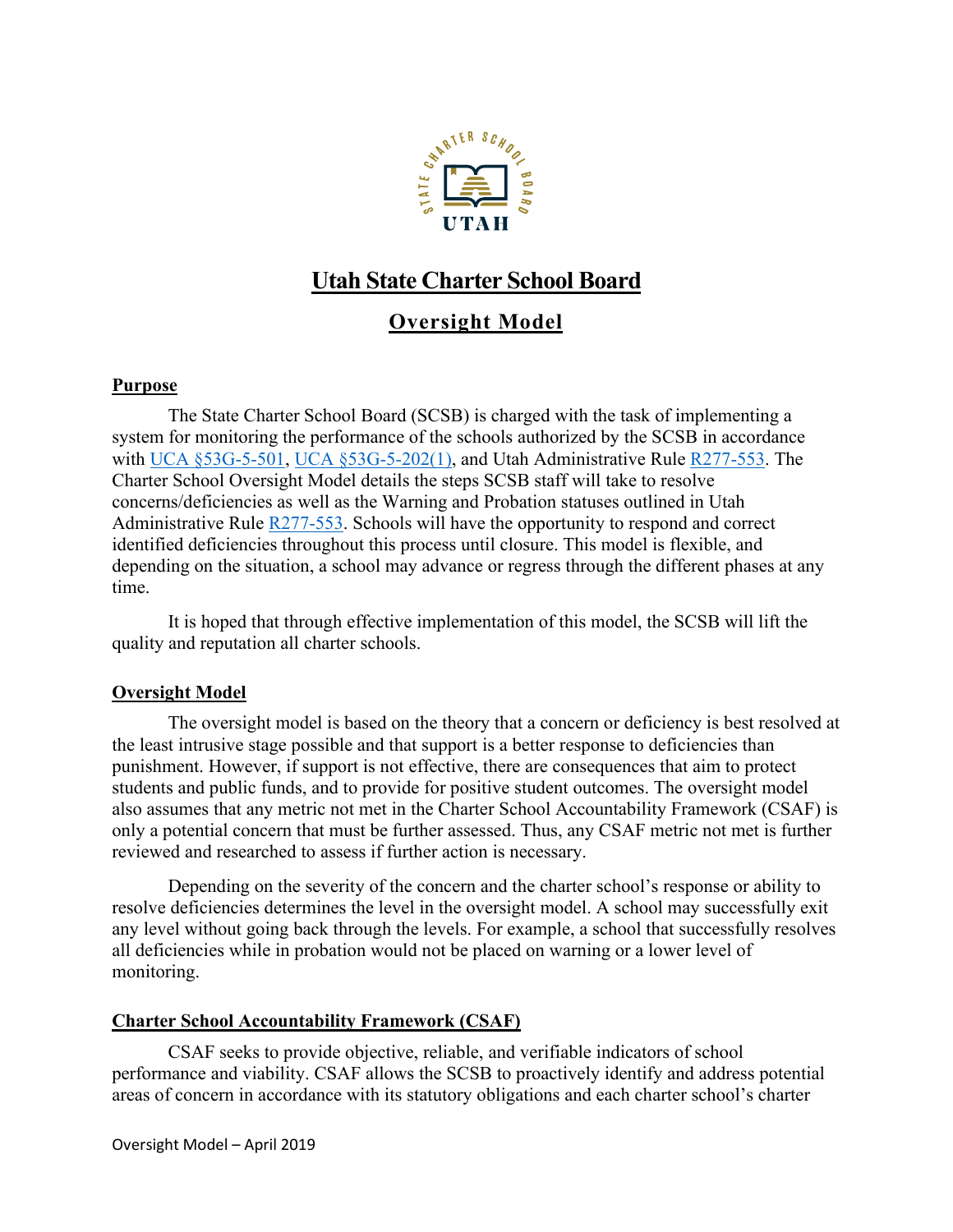# Utah State Charter School Board

## Oversight Model

### Purpose

The State Charter School Board (SCSB) is charged with the task of implementing a system for monitoring the performance of the schools authorized by the SCSB in accordance with UCA §53G-5-501, UCA §53G-5-202(1), and Utah Administrative Rule R277-553. The Charter School Oversight Model details the steps SCSB staff will take to resolve concerns/deficiencies as well as the Warning and Probation statuses outlined in Utah Administrative Rule R277-553. Schools will have the opportunity to respond and correct identified deficiencies throughout this process until closure. This model is flexible, and depending on the situation, a school may advance or regress through the different phases at any time.

It is hoped that through effective implementation of this model, the SCSB will lift the quality and reputation all charter schools.

### Oversight Model

The oversight model is based on the theory that a concern or deficiency is best resolved at the least intrusive stage possible and that support is a better response to deficiencies than punishment. However, if support is not effective, there are consequences that aim to protect students and public funds, and to provide for positive student outcomes. The oversight model also assumes that any metric not met in the Charter School Accountability Framework (CSAF) is only a potential concern that must be further assessed. Thus, any CSAF metric not met is further reviewed and researched to assess if further action is necessary.

Depending on the severity of the concern and the charter school's response or ability to resolve deficiencies determines the level in the oversight model. A school may successfully exit any level without going back through the levels. For example, a school that successfully resolves all deficiencies while in probation would not be placed on warning or a lower level of monitoring.

### Charter School Accountability Framework (CSAF)

CSAF seeks to provide objective, reliable, and verifiable indicators of school performance and viability. CSAF allows the SCSB to proactively identify and address potential areas of concern in accordance with its statutory obligations and each charter school's charter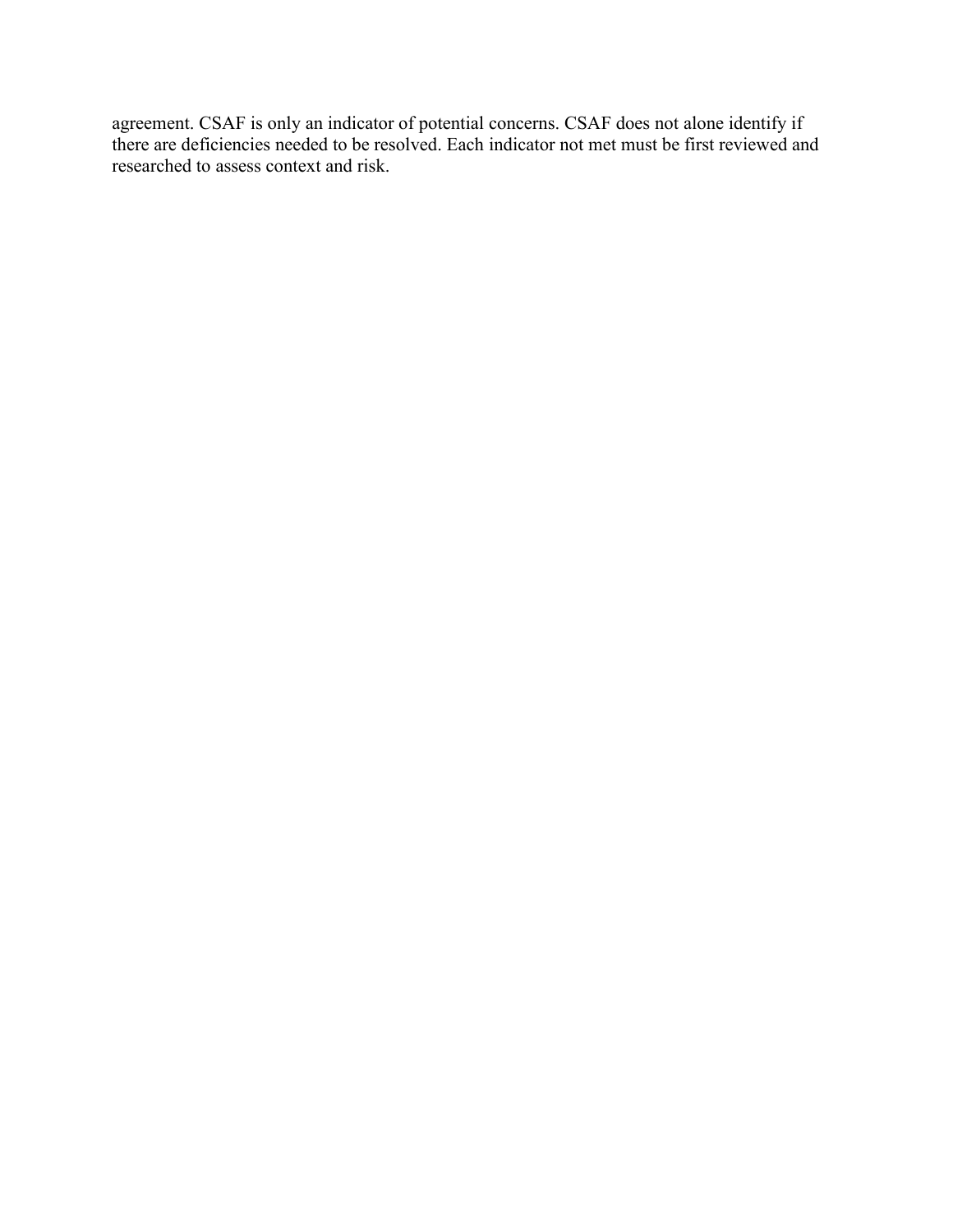agreement. CSAF is only an indicator of potential concerns. CSAF does not alone identify if there are deficiencies needed to be resolved. Each indicator not met must be first reviewed and researched to assess context and risk.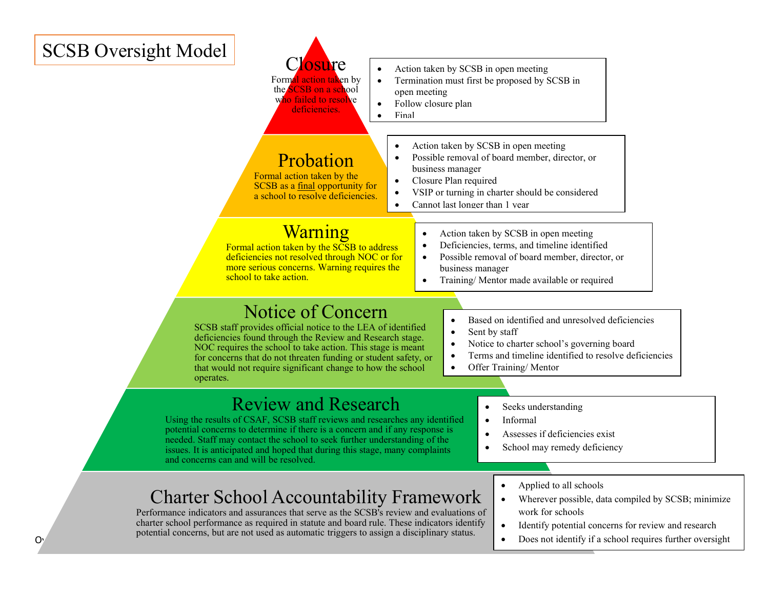# SCSB Oversight Model

## Closure

Formal action taken by the SCSB on a school who failed to resolve deficiencies.

- Action taken by SCSB in open meeting
- Termination must first be proposed by SCSB in open meeting
- Follow closure plan
- Final

## Probation

Formal action taken by the SCSB as a final opportunity for a school to resolve deficiencies.

- Action taken by SCSB in open meeting
- Possible removal of board member, director, or business manager
- Closure Plan required
- VSIP or turning in charter should be considered
- Cannot last longer than 1 year

## Warning

Formal action taken by the SCSB to address deficiencies not resolved through NOC or for more serious concerns. Warning requires the school to take action.

- Action taken by SCSB in open meeting
- Deficiencies, terms, and timeline identified
- Possible removal of board member, director, or business manager
- Training/ Mentor made available or required

## Notice of Concern

SCSB staff provides official notice to the LEA of identified deficiencies found through the Review and Research stage. NOC requires the school to take action. This stage is meant for concerns that do not threaten funding or student safety, or that would not require significant change to how the school operates.

- Based on identified and unresolved deficiencies
- Sent by staff
- Notice to charter school's governing board
- Terms and timeline identified to resolve deficiencies
- Offer Training/ Mentor

## Review and Research

Using the results of CSAF, SCSB staff reviews and researches any identified potential concerns to determine if there is a concern and if any response is needed. Staff may contact the school to seek further understanding of the issues. It is anticipated and hoped that during this stage, many complaints and concerns can and will be resolved.

- Seeks understanding
- Informal
- Assesses if deficiencies exist
- School may remedy deficiency

## Charter School Accountability Framework

Performance indicators and assurances that serve as the SCSB's review and evaluations of charter school performance as required in statute and board rule. These indicators identify potential concerns, but are not used as automatic triggers to assign a disciplinary status.

- Applied to all schools
- Wherever possible, data compiled by SCSB; minimize work for schools
- Identify potential concerns for review and research
- Does not identify if a school requires further oversight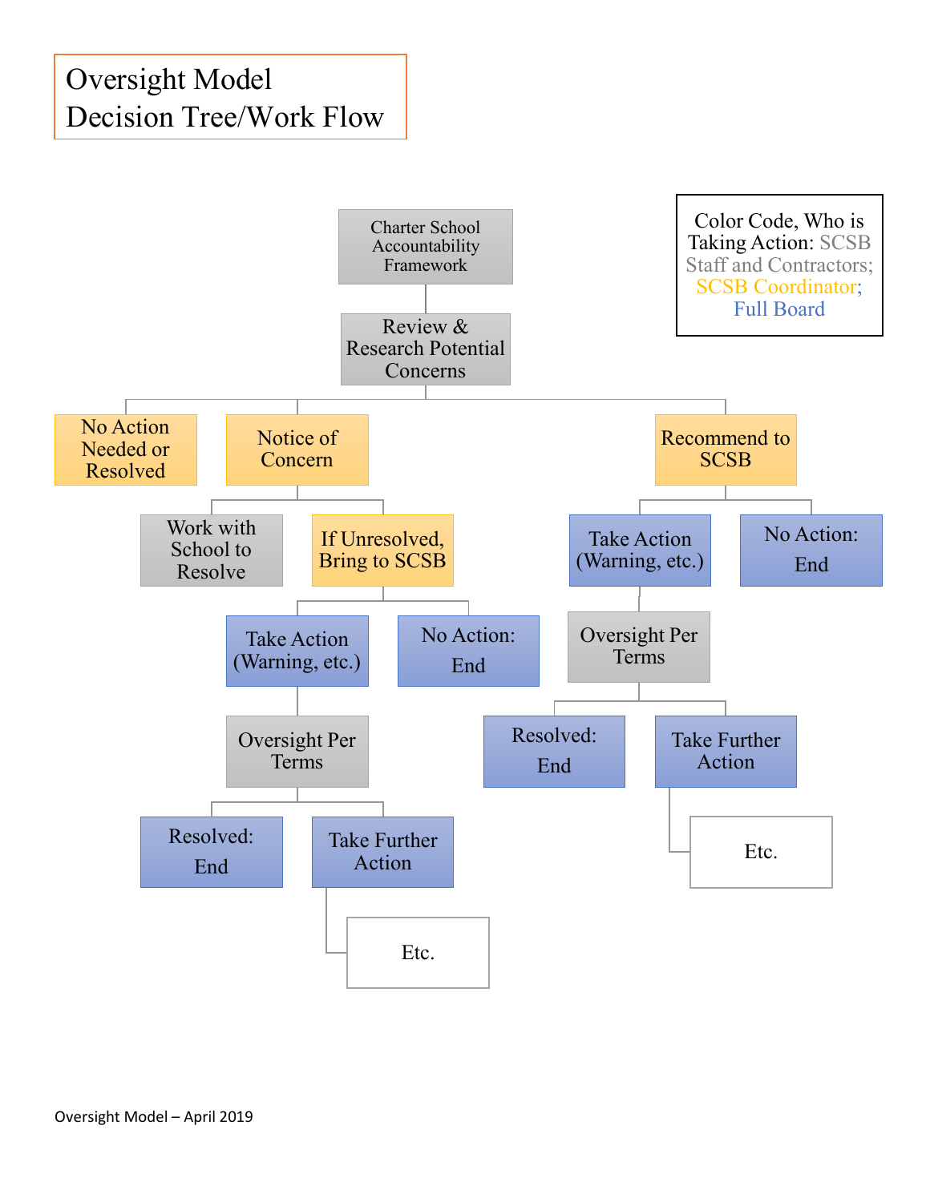# Oversight Model Decision Tree/Work Flow

Color Code, Who is Taking Action: SCSB Staff and Contractors; SCSB Coordinator; Full Board

Charter School Accountability Framework

Review & Research Potential Concerns

No Action Needed or Resolved

Notice of Concern

Recommend to SCSB

Work with School to Resolve

If Unresolved, Bring to SCSB

Take Action (Warning, etc.)

No Action: End

Take Action (Warning, etc.)

No Action: End

Oversight Per Terms

Oversight Per Terms

Resolved: End

Take Further Action

Resolved: End

Take Further Action

Etc.

Etc.

Oversight Model – April 2019